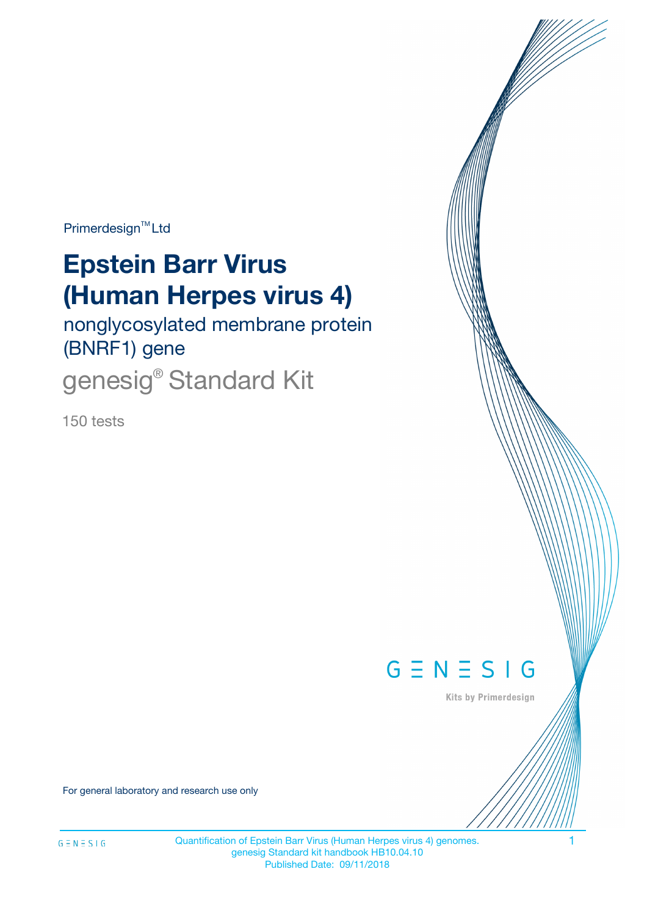Primerdesign™ Ltd

# Epstein Barr Virus (Human Herpes virus 4)

nonglycosylated membrane protein (BNRF1) gene

## genesig® Standard Kit

150 tests

GENESIG

Kits by Primerdesign

For general laboratory and research use only

Quantification of Epstein Barr Virus (Human Herpes virus 4) genomes.
genesig Standard kit handbook HB10.04.10
Published Date: 09/11/2018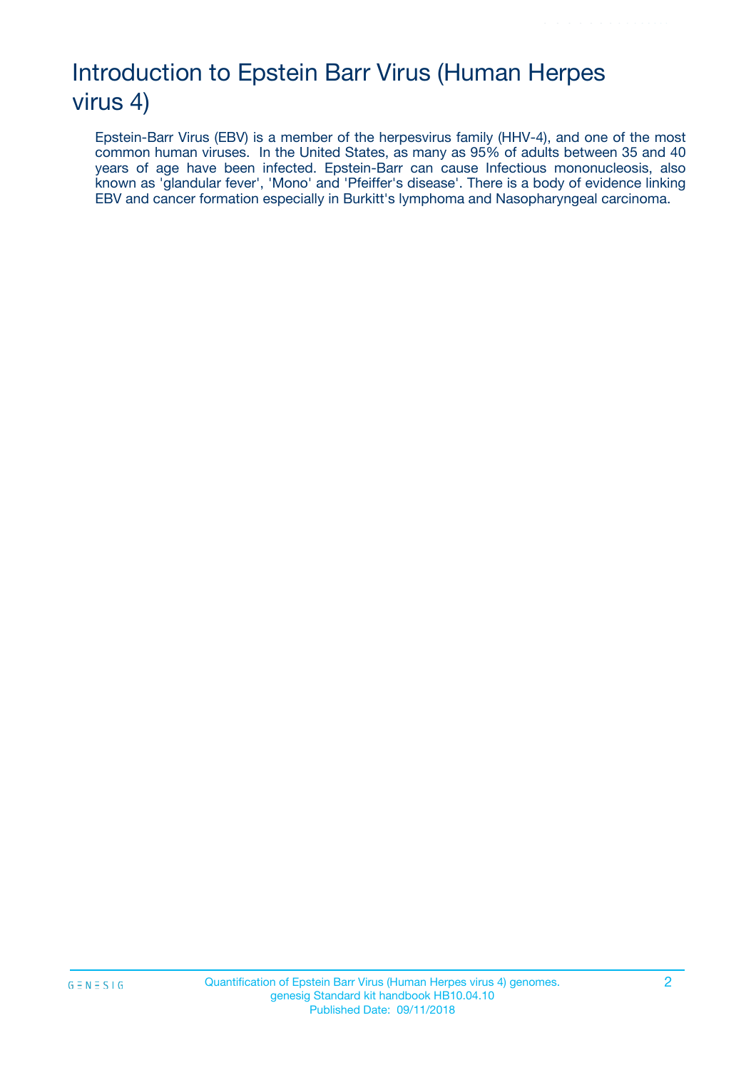# Introduction to Epstein Barr Virus (Human Herpes virus 4)

Epstein-Barr Virus (EBV) is a member of the herpesvirus family (HHV-4), and one of the most common human viruses. In the United States, as many as 95% of adults between 35 and 40 years of age have been infected. Epstein-Barr can cause Infectious mononucleosis, also known as 'glandular fever', 'Mono' and 'Pfeiffer's disease'. There is a body of evidence linking EBV and cancer formation especially in Burkitt's lymphoma and Nasopharyngeal carcinoma.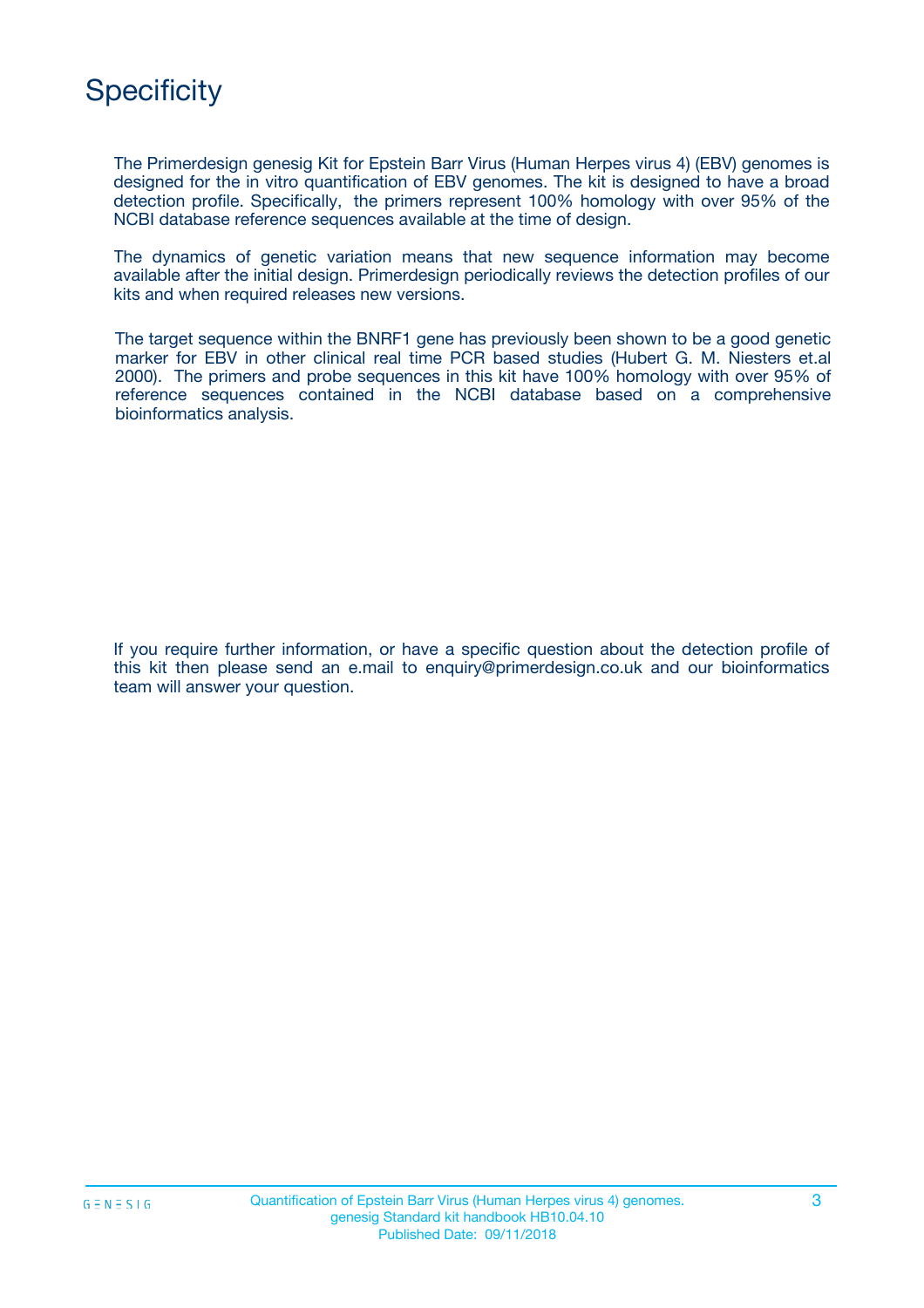# Specificity

The Primerdesign genesig Kit for Epstein Barr Virus (Human Herpes virus 4) (EBV) genomes is designed for the in vitro quantification of EBV genomes. The kit is designed to have a broad detection profile. Specifically, the primers represent 100% homology with over 95% of the NCBI database reference sequences available at the time of design.

The dynamics of genetic variation means that new sequence information may become available after the initial design. Primerdesign periodically reviews the detection profiles of our kits and when required releases new versions.

The target sequence within the BNRF1 gene has previously been shown to be a good genetic marker for EBV in other clinical real time PCR based studies (Hubert G. M. Niesters et.al 2000). The primers and probe sequences in this kit have 100% homology with over 95% of reference sequences contained in the NCBI database based on a comprehensive bioinformatics analysis.

If you require further information, or have a specific question about the detection profile of this kit then please send an e.mail to enquiry@primerdesign.co.uk and our bioinformatics team will answer your question.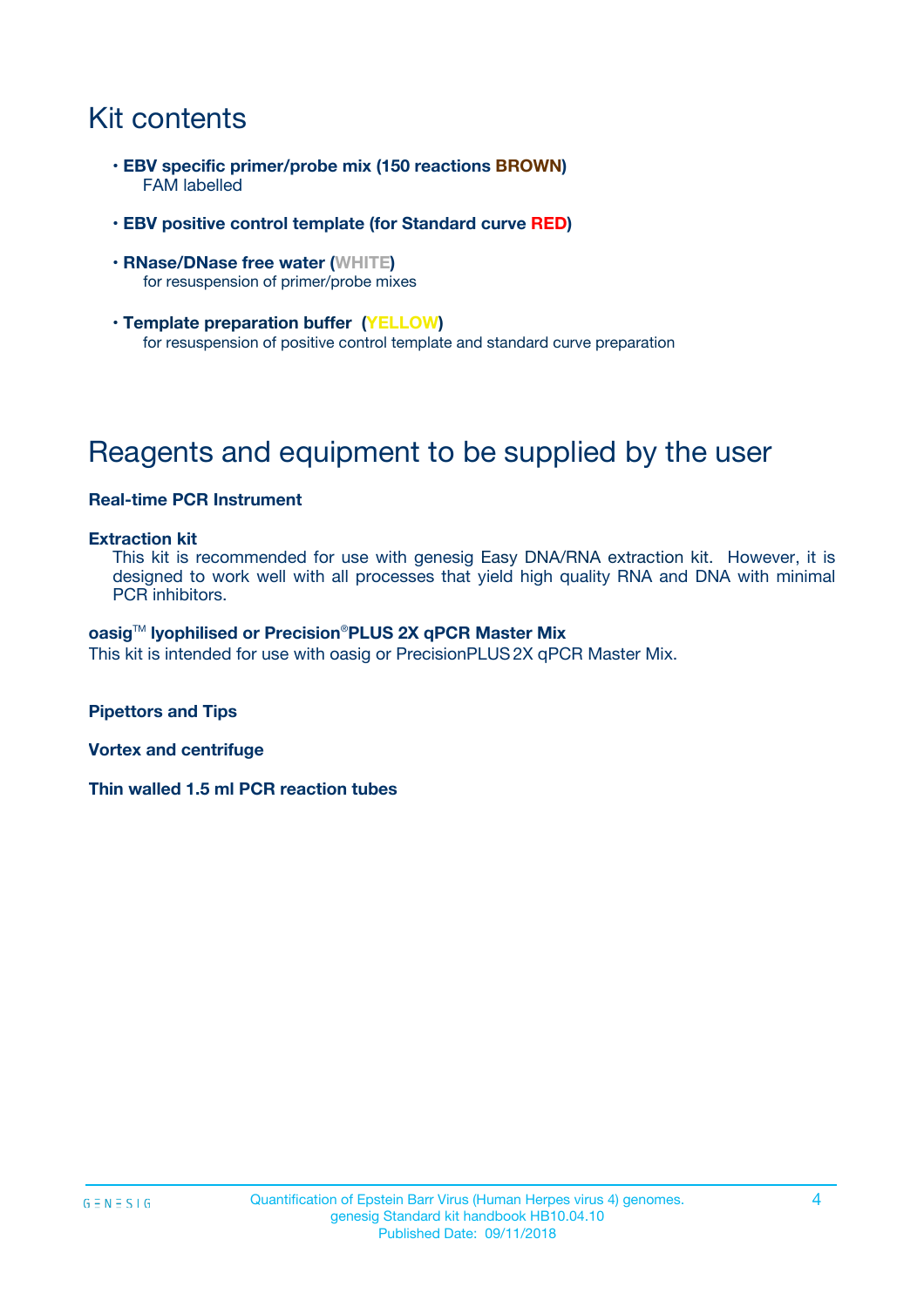# Kit contents

- **EBV specific primer/probe mix (150 reactions BROWN)**
  FAM labelled

- **EBV positive control template (for Standard curve RED)**

- **RNase/DNase free water (WHITE)**
  for resuspension of primer/probe mixes

- **Template preparation buffer (YELLOW)**
  for resuspension of positive control template and standard curve preparation

# Reagents and equipment to be supplied by the user

**Real-time PCR Instrument**

**Extraction kit**
This kit is recommended for use with genesig Easy DNA/RNA extraction kit. However, it is designed to work well with all processes that yield high quality RNA and DNA with minimal PCR inhibitors.

**oasig™ lyophilised or Precision®PLUS 2X qPCR Master Mix**
This kit is intended for use with oasig or PrecisionPLUS 2X qPCR Master Mix.

**Pipettors and Tips**

**Vortex and centrifuge**

**Thin walled 1.5 ml PCR reaction tubes**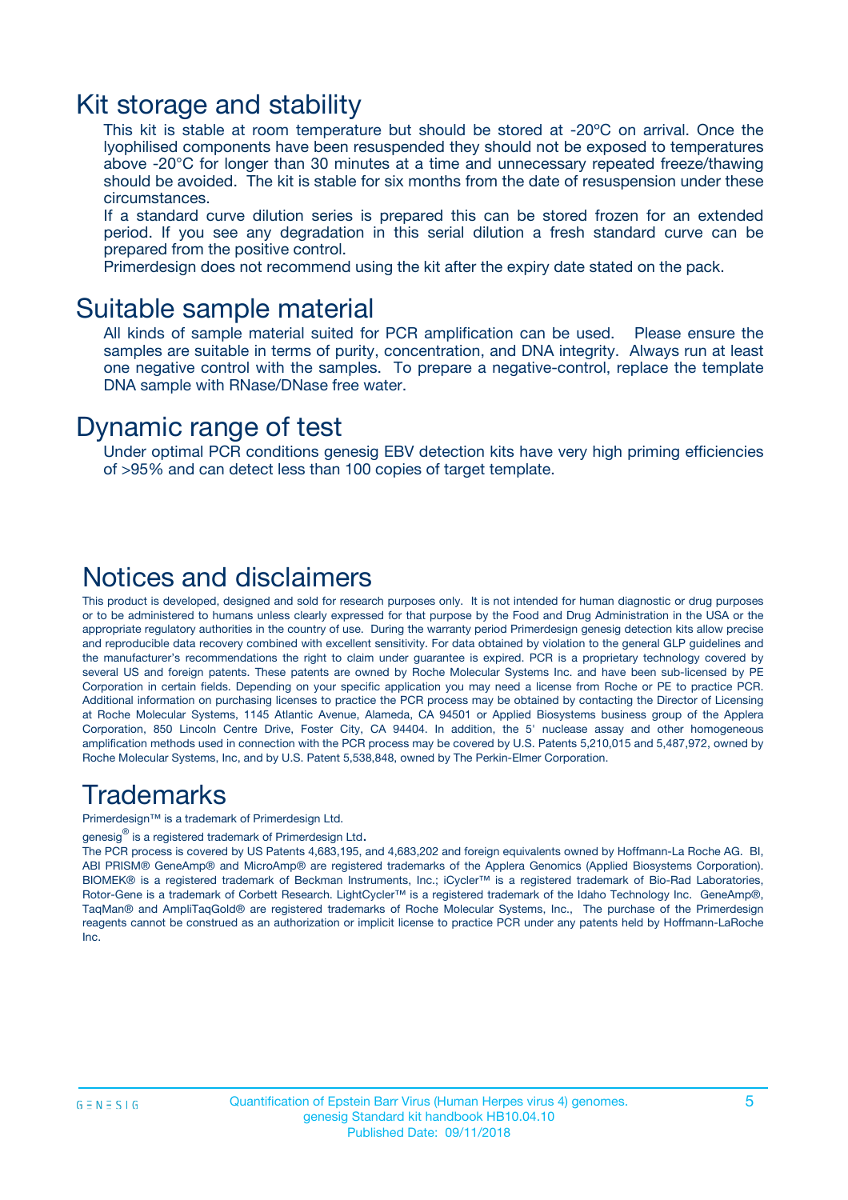# Kit storage and stability

This kit is stable at room temperature but should be stored at -20ºC on arrival. Once the lyophilised components have been resuspended they should not be exposed to temperatures above -20°C for longer than 30 minutes at a time and unnecessary repeated freeze/thawing should be avoided. The kit is stable for six months from the date of resuspension under these circumstances.

If a standard curve dilution series is prepared this can be stored frozen for an extended period. If you see any degradation in this serial dilution a fresh standard curve can be prepared from the positive control.

Primerdesign does not recommend using the kit after the expiry date stated on the pack.

# Suitable sample material

All kinds of sample material suited for PCR amplification can be used. Please ensure the samples are suitable in terms of purity, concentration, and DNA integrity. Always run at least one negative control with the samples. To prepare a negative-control, replace the template DNA sample with RNase/DNase free water.

# Dynamic range of test

Under optimal PCR conditions genesig EBV detection kits have very high priming efficiencies of >95% and can detect less than 100 copies of target template.

# Notices and disclaimers

This product is developed, designed and sold for research purposes only. It is not intended for human diagnostic or drug purposes or to be administered to humans unless clearly expressed for that purpose by the Food and Drug Administration in the USA or the appropriate regulatory authorities in the country of use. During the warranty period Primerdesign genesig detection kits allow precise and reproducible data recovery combined with excellent sensitivity. For data obtained by violation to the general GLP guidelines and the manufacturer's recommendations the right to claim under guarantee is expired. PCR is a proprietary technology covered by several US and foreign patents. These patents are owned by Roche Molecular Systems Inc. and have been sub-licensed by PE Corporation in certain fields. Depending on your specific application you may need a license from Roche or PE to practice PCR. Additional information on purchasing licenses to practice the PCR process may be obtained by contacting the Director of Licensing at Roche Molecular Systems, 1145 Atlantic Avenue, Alameda, CA 94501 or Applied Biosystems business group of the Applera Corporation, 850 Lincoln Centre Drive, Foster City, CA 94404. In addition, the 5' nuclease assay and other homogeneous amplification methods used in connection with the PCR process may be covered by U.S. Patents 5,210,015 and 5,487,972, owned by Roche Molecular Systems, Inc, and by U.S. Patent 5,538,848, owned by The Perkin-Elmer Corporation.

# Trademarks

Primerdesign™ is a trademark of Primerdesign Ltd.

genesig® is a registered trademark of Primerdesign Ltd.

The PCR process is covered by US Patents 4,683,195, and 4,683,202 and foreign equivalents owned by Hoffmann-La Roche AG. BI, ABI PRISM® GeneAmp® and MicroAmp® are registered trademarks of the Applera Genomics (Applied Biosystems Corporation). BIOMEK® is a registered trademark of Beckman Instruments, Inc.; iCycler™ is a registered trademark of Bio-Rad Laboratories, Rotor-Gene is a trademark of Corbett Research. LightCycler™ is a registered trademark of the Idaho Technology Inc. GeneAmp®, TaqMan® and AmpliTaqGold® are registered trademarks of Roche Molecular Systems, Inc., The purchase of the Primerdesign reagents cannot be construed as an authorization or implicit license to practice PCR under any patents held by Hoffmann-LaRoche Inc.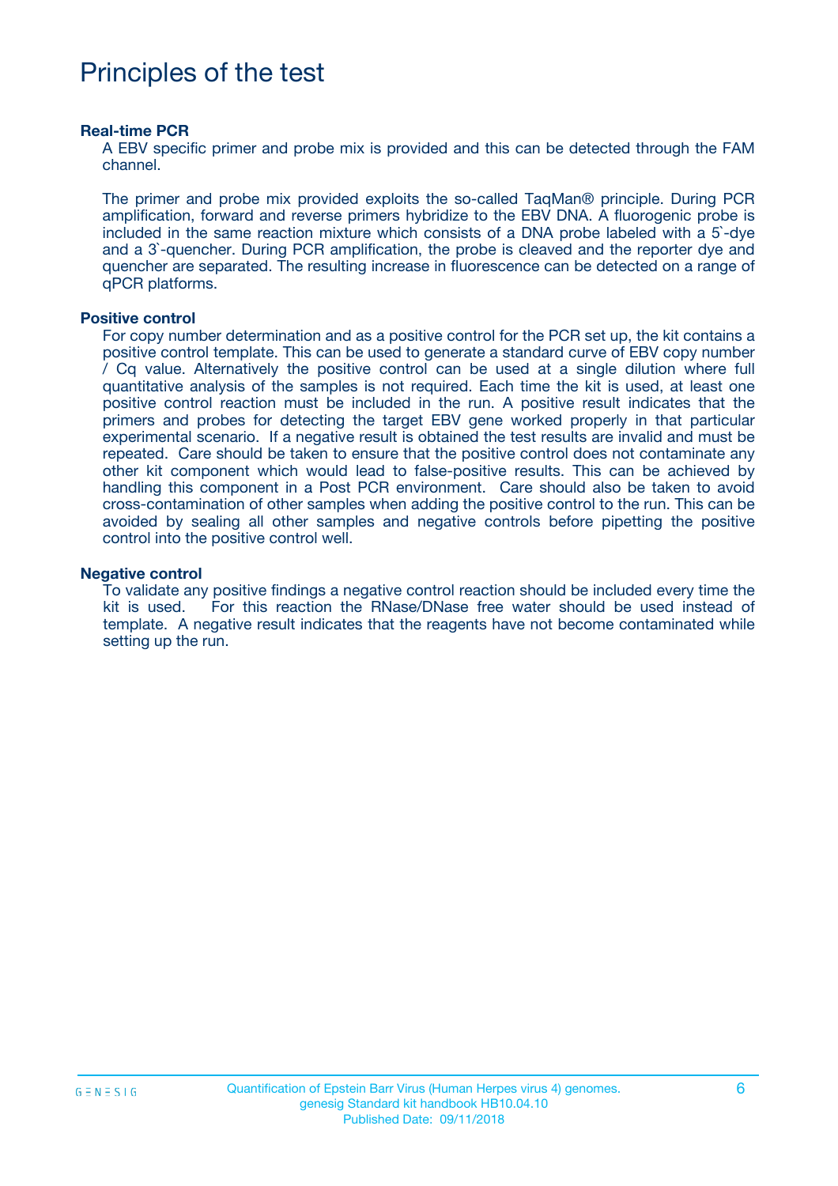# Principles of the test

**Real-time PCR**

A EBV specific primer and probe mix is provided and this can be detected through the FAM channel.

The primer and probe mix provided exploits the so-called TaqMan® principle. During PCR amplification, forward and reverse primers hybridize to the EBV DNA. A fluorogenic probe is included in the same reaction mixture which consists of a DNA probe labeled with a 5`-dye and a 3`-quencher. During PCR amplification, the probe is cleaved and the reporter dye and quencher are separated. The resulting increase in fluorescence can be detected on a range of qPCR platforms.

**Positive control**

For copy number determination and as a positive control for the PCR set up, the kit contains a positive control template. This can be used to generate a standard curve of EBV copy number / Cq value. Alternatively the positive control can be used at a single dilution where full quantitative analysis of the samples is not required. Each time the kit is used, at least one positive control reaction must be included in the run. A positive result indicates that the primers and probes for detecting the target EBV gene worked properly in that particular experimental scenario. If a negative result is obtained the test results are invalid and must be repeated. Care should be taken to ensure that the positive control does not contaminate any other kit component which would lead to false-positive results. This can be achieved by handling this component in a Post PCR environment. Care should also be taken to avoid cross-contamination of other samples when adding the positive control to the run. This can be avoided by sealing all other samples and negative controls before pipetting the positive control into the positive control well.

**Negative control**

To validate any positive findings a negative control reaction should be included every time the kit is used. For this reaction the RNase/DNase free water should be used instead of template. A negative result indicates that the reagents have not become contaminated while setting up the run.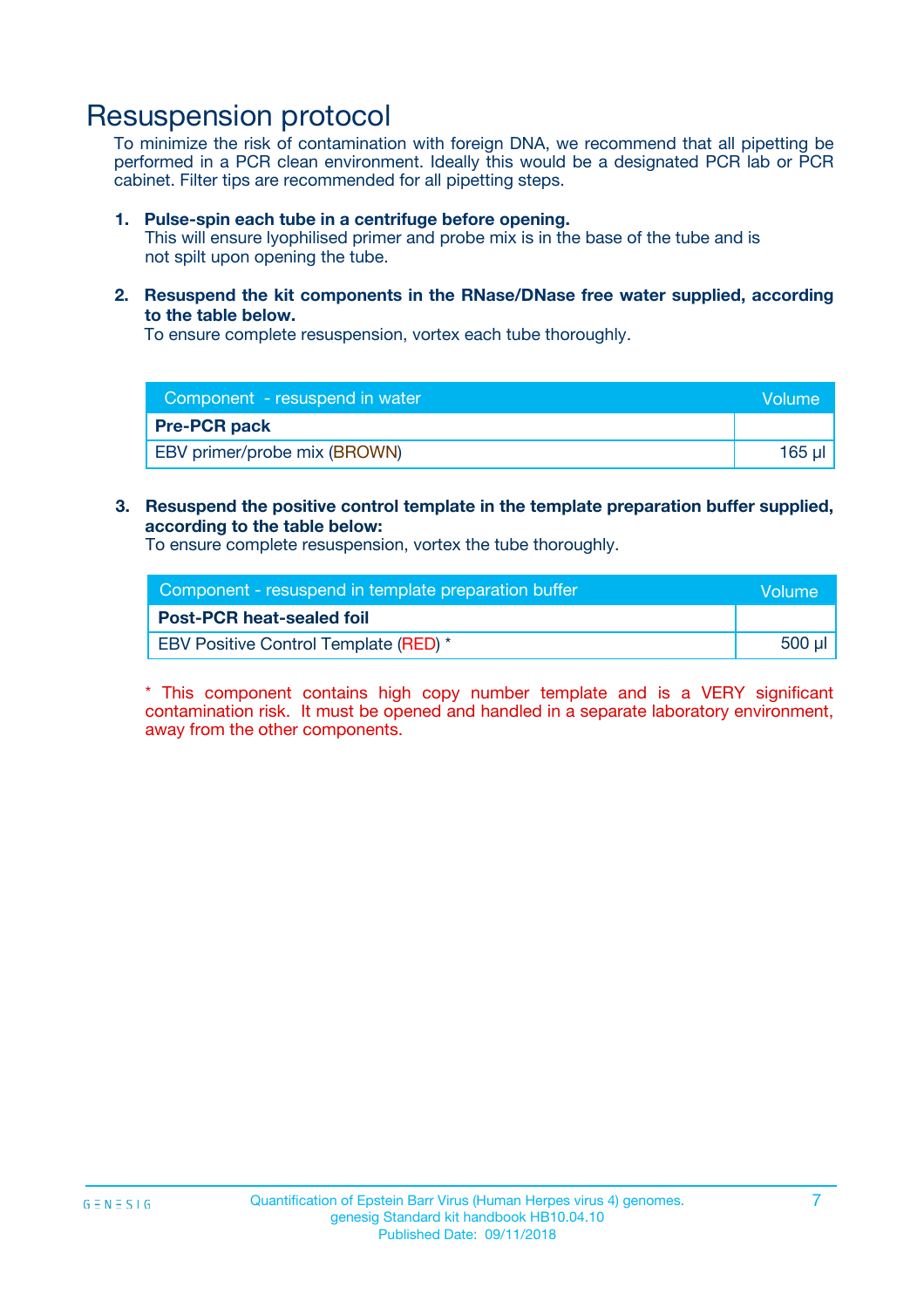# Resuspension protocol

To minimize the risk of contamination with foreign DNA, we recommend that all pipetting be performed in a PCR clean environment. Ideally this would be a designated PCR lab or PCR cabinet. Filter tips are recommended for all pipetting steps.

1. **Pulse-spin each tube in a centrifuge before opening.**
   This will ensure lyophilised primer and probe mix is in the base of the tube and is not spilt upon opening the tube.

2. **Resuspend the kit components in the RNase/DNase free water supplied, according to the table below.**
   To ensure complete resuspension, vortex each tube thoroughly.

| Component - resuspend in water | Volume |
|---|---|
| **Pre-PCR pack** | |
| EBV primer/probe mix (BROWN) | 165 µl |

3. **Resuspend the positive control template in the template preparation buffer supplied, according to the table below:**
   To ensure complete resuspension, vortex the tube thoroughly.

| Component - resuspend in template preparation buffer | Volume |
|---|---|
| **Post-PCR heat-sealed foil** | |
| EBV Positive Control Template (RED) * | 500 µl |

* This component contains high copy number template and is a VERY significant contamination risk. It must be opened and handled in a separate laboratory environment, away from the other components.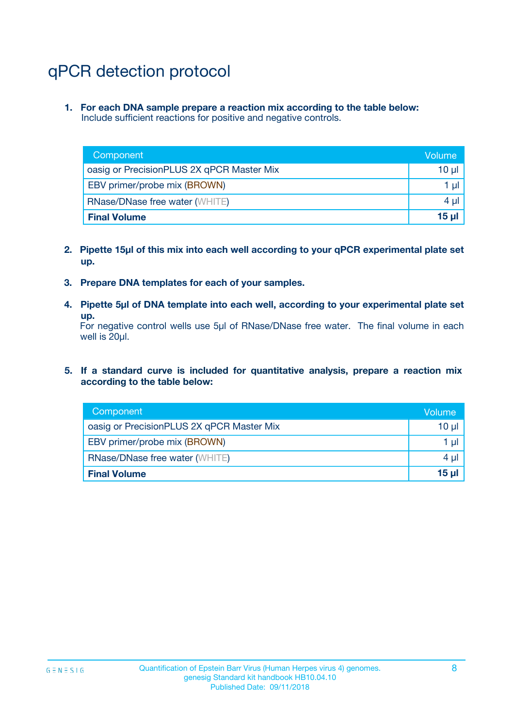# qPCR detection protocol

1. **For each DNA sample prepare a reaction mix according to the table below:**
   Include sufficient reactions for positive and negative controls.

| Component | Volume |
|---|---|
| oasig or PrecisionPLUS 2X qPCR Master Mix | 10 µl |
| EBV primer/probe mix (BROWN) | 1 µl |
| RNase/DNase free water (WHITE) | 4 µl |
| **Final Volume** | **15 µl** |

2. **Pipette 15µl of this mix into each well according to your qPCR experimental plate set up.**

3. **Prepare DNA templates for each of your samples.**

4. **Pipette 5µl of DNA template into each well, according to your experimental plate set up.**
   For negative control wells use 5µl of RNase/DNase free water. The final volume in each well is 20µl.

5. **If a standard curve is included for quantitative analysis, prepare a reaction mix according to the table below:**

| Component | Volume |
|---|---|
| oasig or PrecisionPLUS 2X qPCR Master Mix | 10 µl |
| EBV primer/probe mix (BROWN) | 1 µl |
| RNase/DNase free water (WHITE) | 4 µl |
| **Final Volume** | **15 µl** |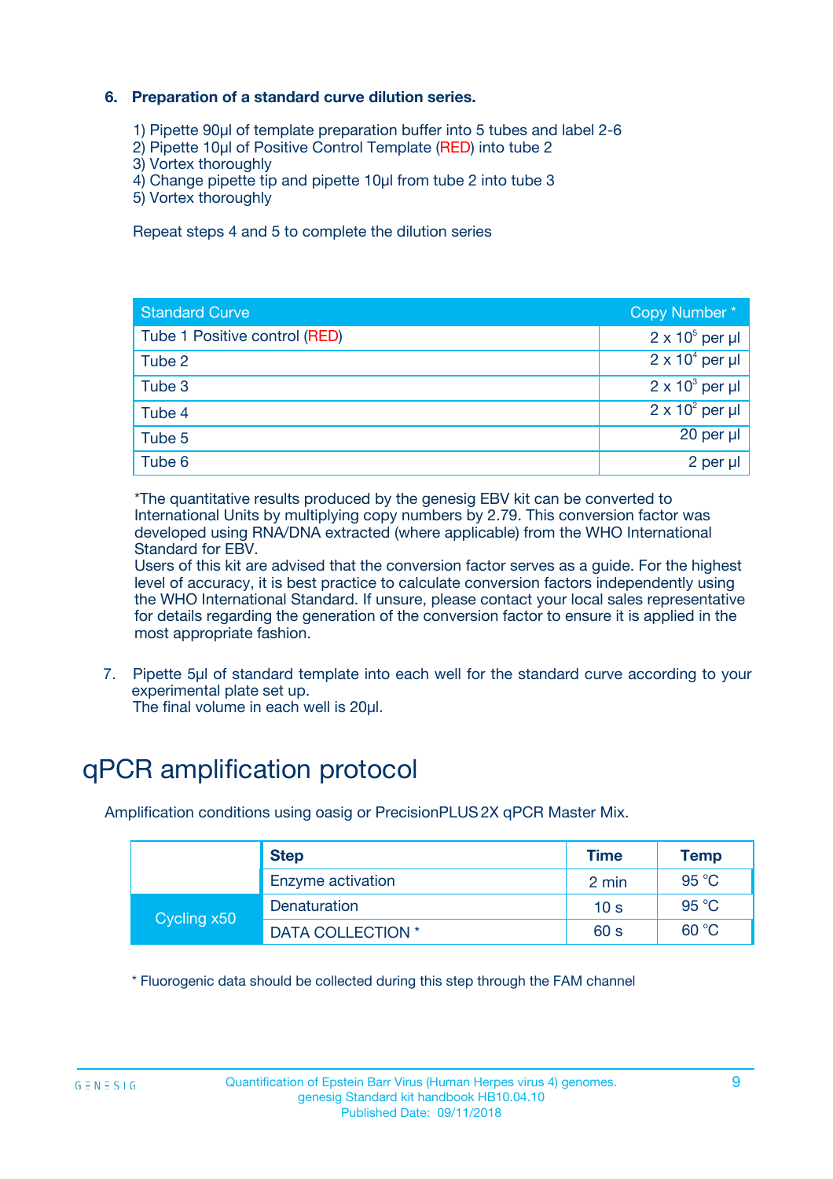### 6. Preparation of a standard curve dilution series.

1) Pipette 90µl of template preparation buffer into 5 tubes and label 2-6
2) Pipette 10µl of Positive Control Template (RED) into tube 2
3) Vortex thoroughly
4) Change pipette tip and pipette 10µl from tube 2 into tube 3
5) Vortex thoroughly

Repeat steps 4 and 5 to complete the dilution series

| Standard Curve | Copy Number * |
|---|---|
| Tube 1 Positive control (RED) | $2 \times 10^5$ per µl |
| Tube 2 | $2 \times 10^4$ per µl |
| Tube 3 | $2 \times 10^3$ per µl |
| Tube 4 | $2 \times 10^2$ per µl |
| Tube 5 | 20 per µl |
| Tube 6 | 2 per µl |

*The quantitative results produced by the genesig EBV kit can be converted to International Units by multiplying copy numbers by 2.79. This conversion factor was developed using RNA/DNA extracted (where applicable) from the WHO International Standard for EBV.
Users of this kit are advised that the conversion factor serves as a guide. For the highest level of accuracy, it is best practice to calculate conversion factors independently using the WHO International Standard. If unsure, please contact your local sales representative for details regarding the generation of the conversion factor to ensure it is applied in the most appropriate fashion.

7. Pipette 5µl of standard template into each well for the standard curve according to your experimental plate set up.
The final volume in each well is 20µl.

# qPCR amplification protocol

Amplification conditions using oasig or PrecisionPLUS 2X qPCR Master Mix.

| | Step | Time | Temp |
|---|---|---|---|
| | Enzyme activation | 2 min | 95 °C |
| Cycling x50 | Denaturation | 10 s | 95 °C |
| | DATA COLLECTION * | 60 s | 60 °C |

* Fluorogenic data should be collected during this step through the FAM channel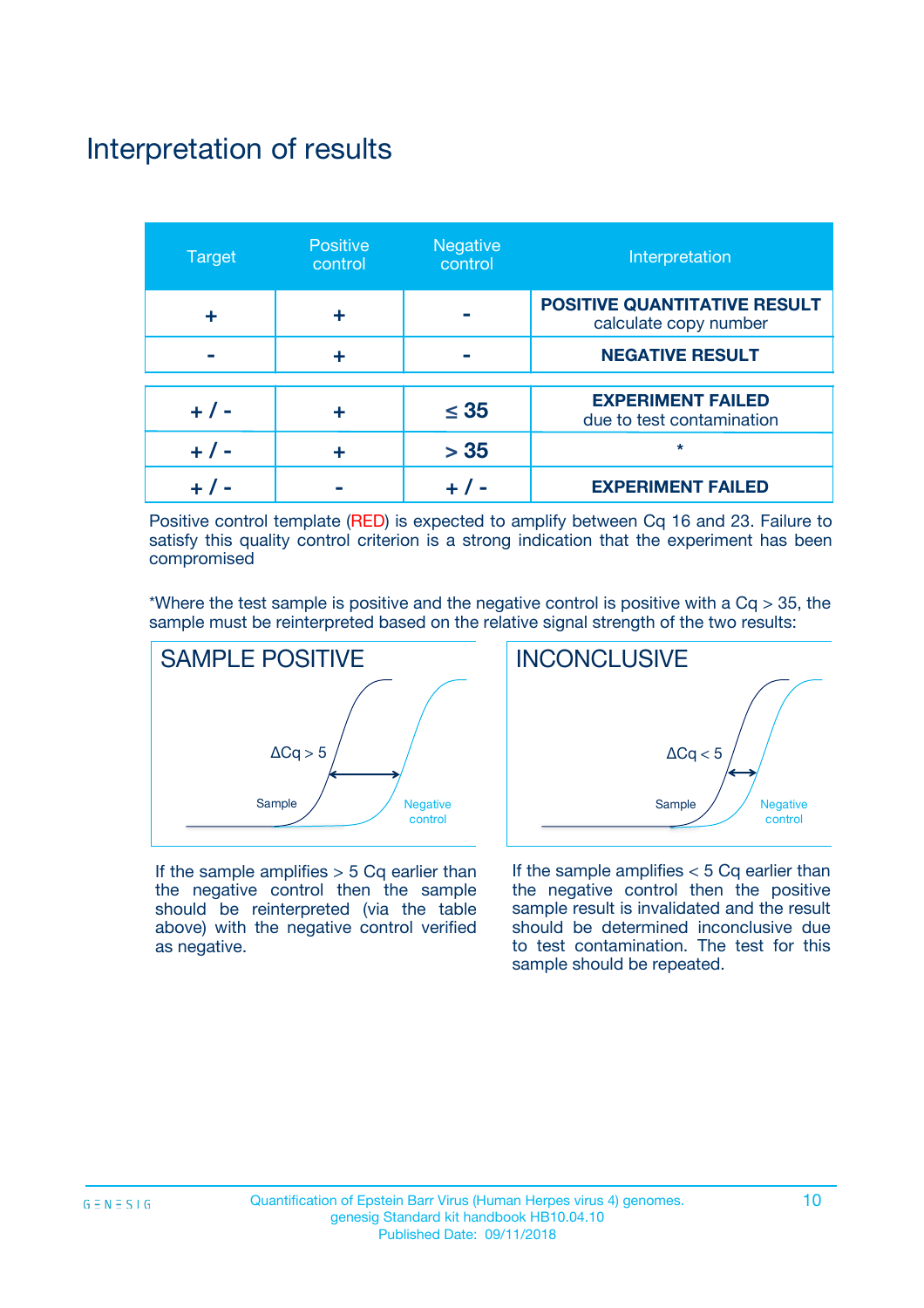# Interpretation of results

| Target | Positive control | Negative control | Interpretation |
|---|---|---|---|
| + | + | - | **POSITIVE QUANTITATIVE RESULT** calculate copy number |
| - | + | - | **NEGATIVE RESULT** |
| + / - | + | ≤ 35 | **EXPERIMENT FAILED** due to test contamination |
| + / - | + | > 35 | * |
| + / - | - | + / - | **EXPERIMENT FAILED** |

Positive control template (RED) is expected to amplify between Cq 16 and 23. Failure to satisfy this quality control criterion is a strong indication that the experiment has been compromised

*Where the test sample is positive and the negative control is positive with a Cq > 35, the sample must be reinterpreted based on the relative signal strength of the two results:

SAMPLE POSITIVE

ΔCq > 5

Sample

Negative control

If the sample amplifies > 5 Cq earlier than the negative control then the sample should be reinterpreted (via the table above) with the negative control verified as negative.

INCONCLUSIVE

ΔCq < 5

Sample

Negative control

If the sample amplifies < 5 Cq earlier than the negative control then the positive sample result is invalidated and the result should be determined inconclusive due to test contamination. The test for this sample should be repeated.